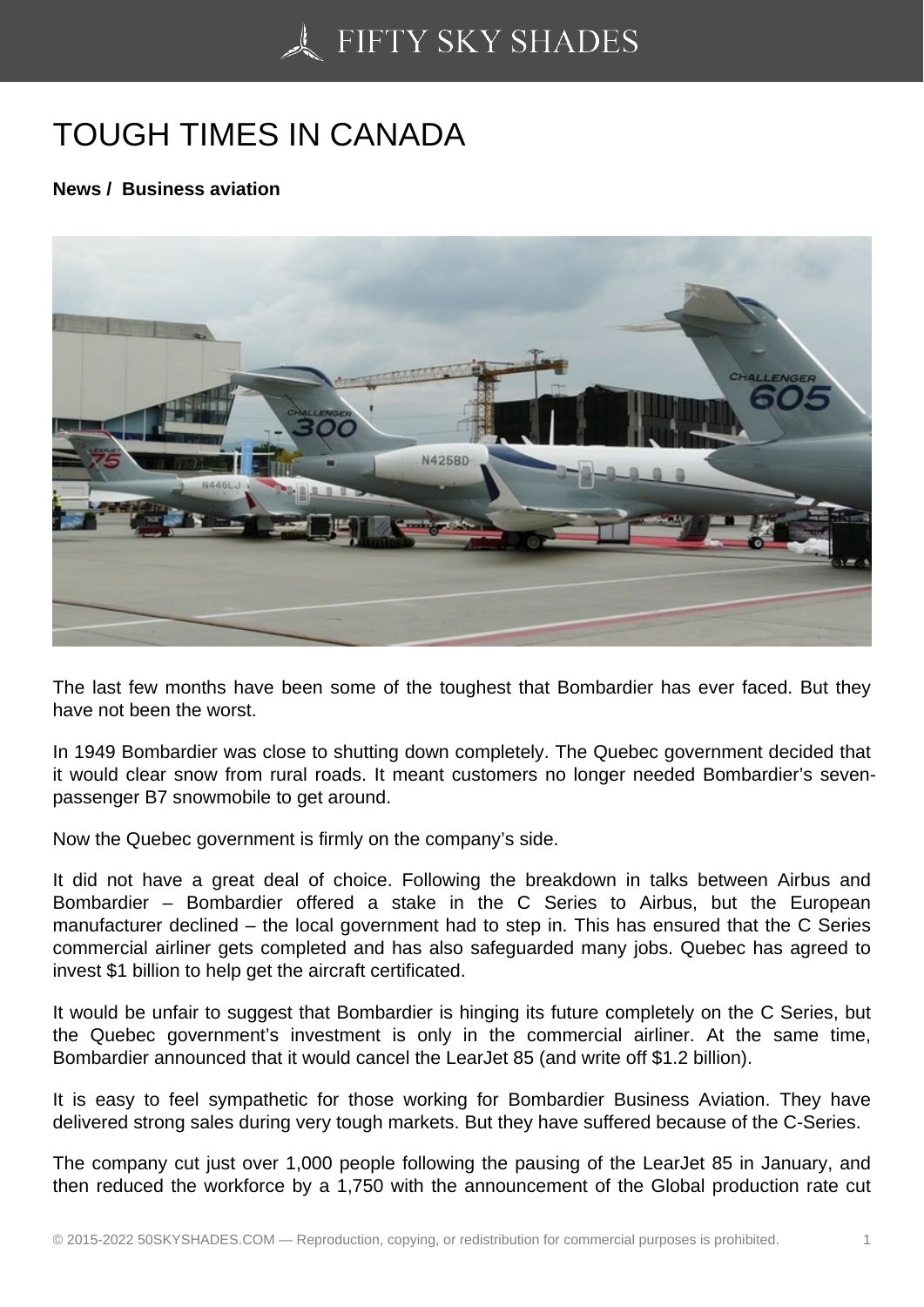# TOUGH TIMES IN CANADA

**News / Business aviation**

The last few months have been some of the toughest that Bombardier has ever faced. But they have not been the worst.

In 1949 Bombardier was close to shutting down completely. The Quebec government decided that it would clear snow from rural roads. It meant customers no longer needed Bombardier's seven-passenger B7 snowmobile to get around.

Now the Quebec government is firmly on the company's side.

It did not have a great deal of choice. Following the breakdown in talks between Airbus and Bombardier – Bombardier offered a stake in the C Series to Airbus, but the European manufacturer declined – the local government had to step in. This has ensured that the C Series commercial airliner gets completed and has also safeguarded many jobs. Quebec has agreed to invest $1 billion to help get the aircraft certificated.

It would be unfair to suggest that Bombardier is hinging its future completely on the C Series, but the Quebec government's investment is only in the commercial airliner. At the same time, Bombardier announced that it would cancel the LearJet 85 (and write off $1.2 billion).

It is easy to feel sympathetic for those working for Bombardier Business Aviation. They have delivered strong sales during very tough markets. But they have suffered because of the C-Series.

The company cut just over 1,000 people following the pausing of the LearJet 85 in January, and then reduced the workforce by a 1,750 with the announcement of the Global production rate cut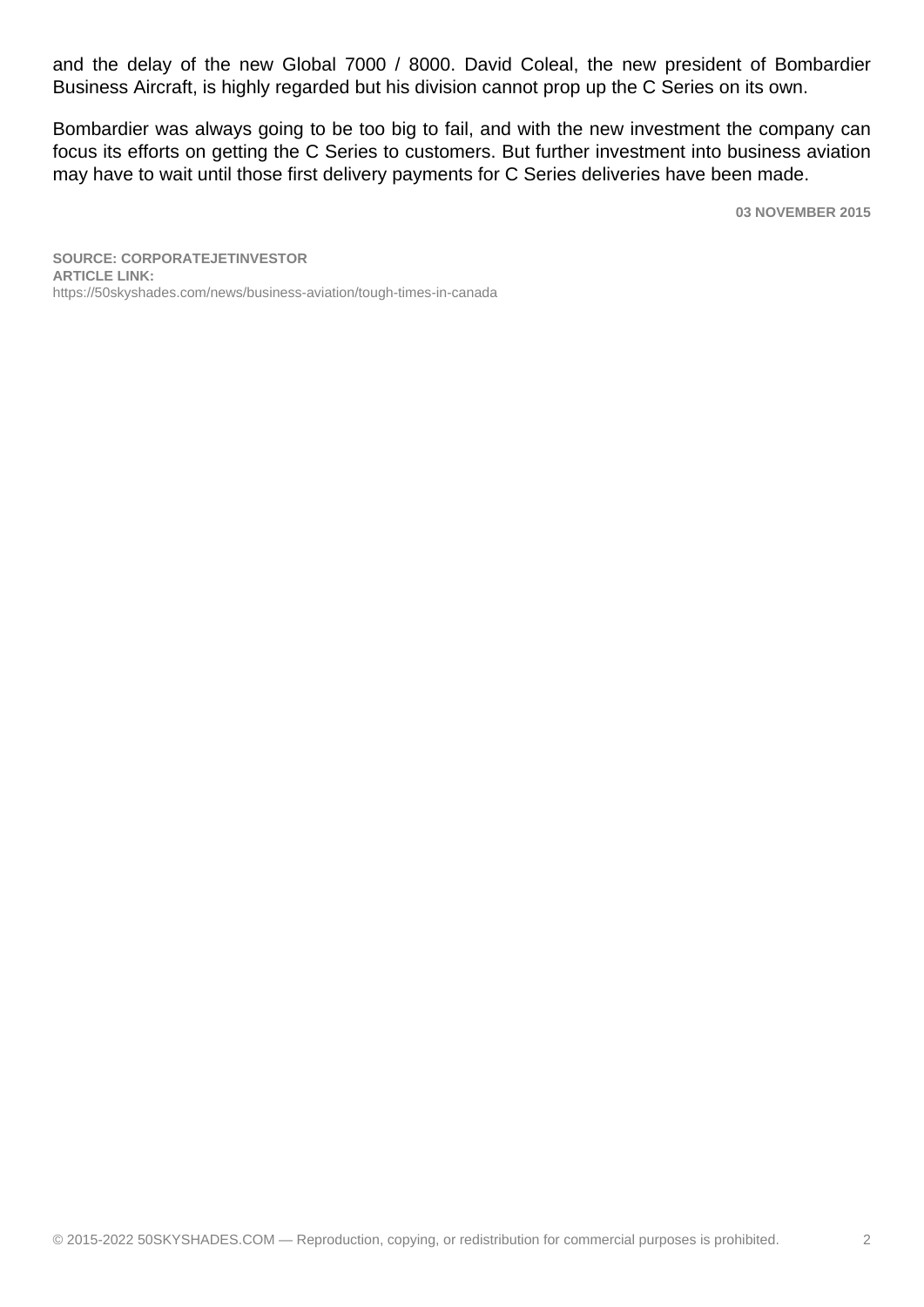and the delay of the new Global 7000 / 8000. David Coleal, the new president of Bombardier Business Aircraft, is highly regarded but his division cannot prop up the C Series on its own.

Bombardier was always going to be too big to fail, and with the new investment the company can focus its efforts on getting the C Series to customers. But further investment into business aviation may have to wait until those first delivery payments for C Series deliveries have been made.

**03 NOVEMBER 2015**

**SOURCE: CORPORATEJETINVESTOR**
**ARTICLE LINK:**
https://50skyshades.com/news/business-aviation/tough-times-in-canada